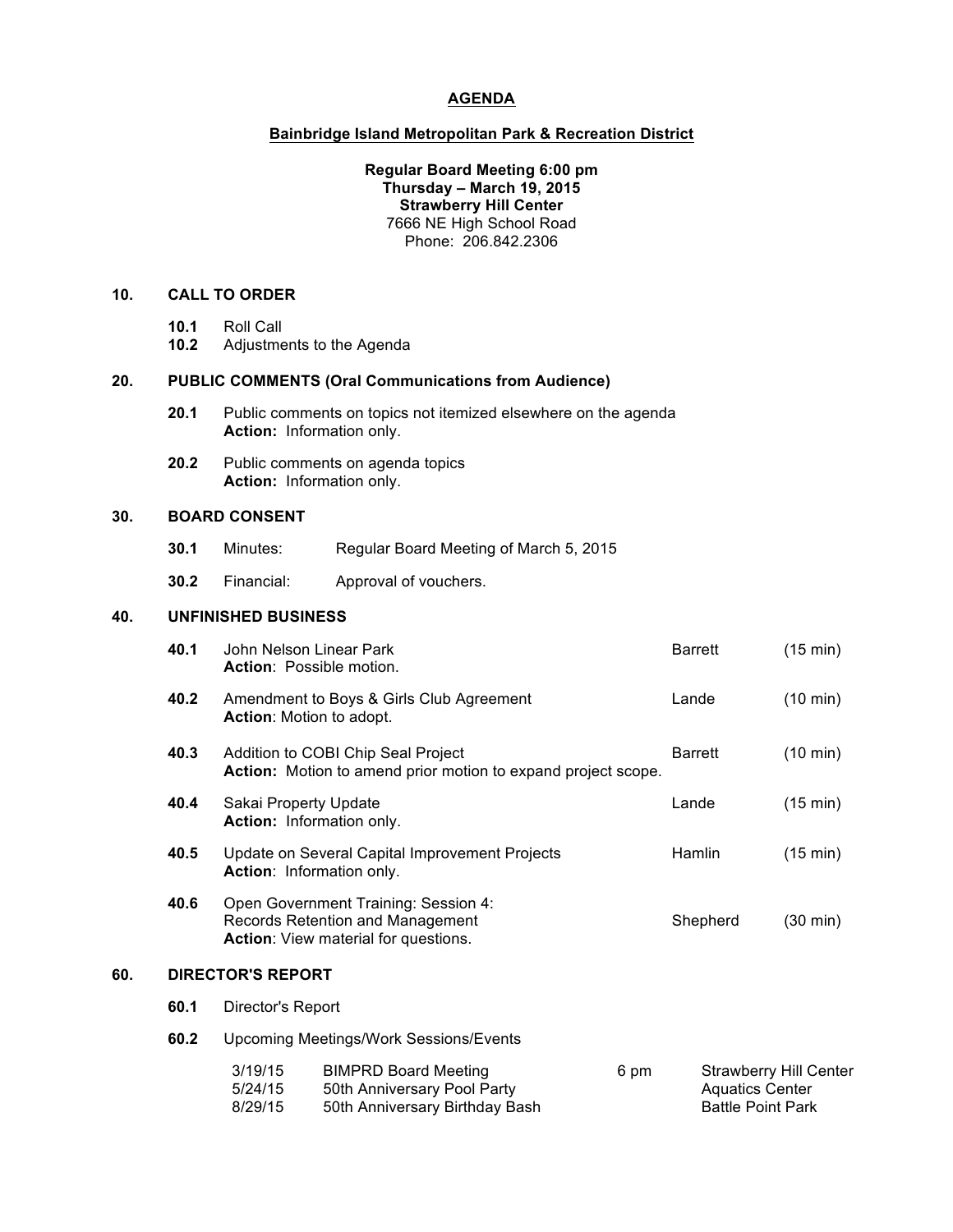# AGENDA

## Bainbridge Island Metropolitan Park & Recreation District

**Regular Board Meeting 6:00 pm**
**Thursday – March 19, 2015**
**Strawberry Hill Center**
7666 NE High School Road
Phone: 206.842.2306

### 10. CALL TO ORDER

**10.1** Roll Call
**10.2** Adjustments to the Agenda

### 20. PUBLIC COMMENTS (Oral Communications from Audience)

**20.1** Public comments on topics not itemized elsewhere on the agenda
**Action:** Information only.

**20.2** Public comments on agenda topics
**Action:** Information only.

### 30. BOARD CONSENT

**30.1** Minutes: Regular Board Meeting of March 5, 2015

**30.2** Financial: Approval of vouchers.

### 40. UNFINISHED BUSINESS

**40.1** John Nelson Linear Park — Barrett (15 min)
**Action**: Possible motion.

**40.2** Amendment to Boys & Girls Club Agreement — Lande (10 min)
**Action**: Motion to adopt.

**40.3** Addition to COBI Chip Seal Project — Barrett (10 min)
**Action:** Motion to amend prior motion to expand project scope.

**40.4** Sakai Property Update — Lande (15 min)
**Action:** Information only.

**40.5** Update on Several Capital Improvement Projects — Hamlin (15 min)
**Action**: Information only.

**40.6** Open Government Training: Session 4: Records Retention and Management — Shepherd (30 min)
**Action**: View material for questions.

### 60. DIRECTOR'S REPORT

**60.1** Director's Report

**60.2** Upcoming Meetings/Work Sessions/Events

| Date | Event | Time | Location |
|---|---|---|---|
| 3/19/15 | BIMPRD Board Meeting | 6 pm | Strawberry Hill Center |
| 5/24/15 | 50th Anniversary Pool Party | | Aquatics Center |
| 8/29/15 | 50th Anniversary Birthday Bash | | Battle Point Park |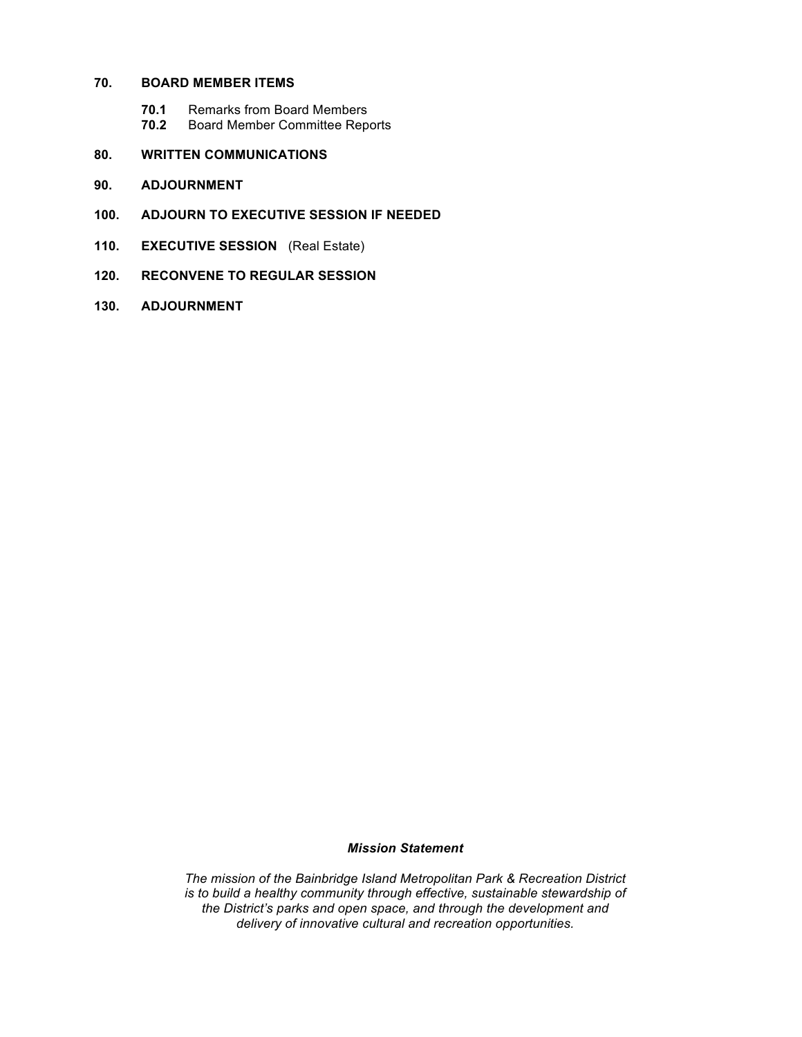**70. BOARD MEMBER ITEMS**

- **70.1** Remarks from Board Members
- **70.2** Board Member Committee Reports

**80. WRITTEN COMMUNICATIONS**

**90. ADJOURNMENT**

**100. ADJOURN TO EXECUTIVE SESSION IF NEEDED**

**110. EXECUTIVE SESSION** (Real Estate)

**120. RECONVENE TO REGULAR SESSION**

**130. ADJOURNMENT**

***Mission Statement***

*The mission of the Bainbridge Island Metropolitan Park & Recreation District is to build a healthy community through effective, sustainable stewardship of the District's parks and open space, and through the development and delivery of innovative cultural and recreation opportunities.*